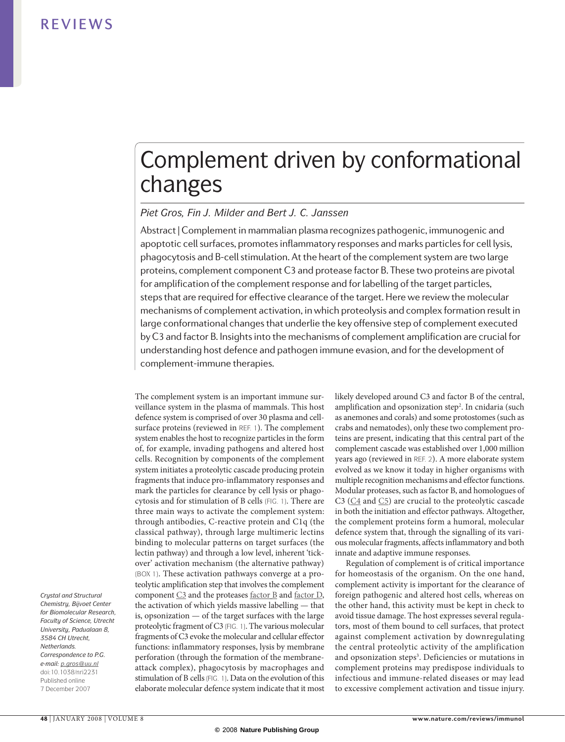# Complement driven by conformational changes

*Piet Gros, Fin J. Milder and Bert J. C. Janssen*

Abstract | Complement in mammalian plasma recognizes pathogenic, immunogenic and apoptotic cell surfaces, promotes inflammatory responses and marks particles for cell lysis, phagocytosis and B-cell stimulation. At the heart of the complement system are two large proteins, complement component C3 and protease factor B. These two proteins are pivotal for amplification of the complement response and for labelling of the target particles, steps that are required for effective clearance of the target. Here we review the molecular mechanisms of complement activation, in which proteolysis and complex formation result in large conformational changes that underlie the key offensive step of complement executed by C3 and factor B. Insights into the mechanisms of complement amplification are crucial for understanding host defence and pathogen immune evasion, and for the development of complement-immune therapies.

*Crystal and Structural Chemistry, Bijvoet Center for Biomolecular Research, Faculty of Science, Utrecht University, Padualaan 8, 3584 CH Utrecht, Netherlands.*
*Correspondence to P.G.*
*e-mail: p.gros@uu.nl*
doi:10.1038/nri2231
Published online 7 December 2007

The complement system is an important immune surveillance system in the plasma of mammals. This host defence system is comprised of over 30 plasma and cell-surface proteins (reviewed in REF. 1). The complement system enables the host to recognize particles in the form of, for example, invading pathogens and altered host cells. Recognition by components of the complement system initiates a proteolytic cascade producing protein fragments that induce pro-inflammatory responses and mark the particles for clearance by cell lysis or phagocytosis and for stimulation of B cells (FIG. 1). There are three main ways to activate the complement system: through antibodies, C-reactive protein and C1q (the classical pathway), through large multimeric lectins binding to molecular patterns on target surfaces (the lectin pathway) and through a low level, inherent 'tick-over' activation mechanism (the alternative pathway) (BOX 1). These activation pathways converge at a proteolytic amplification step that involves the complement component C3 and the proteases factor B and factor D, the activation of which yields massive labelling — that is, opsonization — of the target surfaces with the large proteolytic fragment of C3 (FIG. 1). The various molecular fragments of C3 evoke the molecular and cellular effector functions: inflammatory responses, lysis by membrane perforation (through the formation of the membrane-attack complex), phagocytosis by macrophages and stimulation of B cells (FIG. 1). Data on the evolution of this elaborate molecular defence system indicate that it most likely developed around C3 and factor B of the central, amplification and opsonization step[2]. In cnidaria (such as anemones and corals) and some protostomes (such as crabs and nematodes), only these two complement proteins are present, indicating that this central part of the complement cascade was established over 1,000 million years ago (reviewed in REF. 2). A more elaborate system evolved as we know it today in higher organisms with multiple recognition mechanisms and effector functions. Modular proteases, such as factor B, and homologues of C3 (C4 and C5) are crucial to the proteolytic cascade in both the initiation and effector pathways. Altogether, the complement proteins form a humoral, molecular defence system that, through the signalling of its various molecular fragments, affects inflammatory and both innate and adaptive immune responses.

Regulation of complement is of critical importance for homeostasis of the organism. On the one hand, complement activity is important for the clearance of foreign pathogenic and altered host cells, whereas on the other hand, this activity must be kept in check to avoid tissue damage. The host expresses several regulators, most of them bound to cell surfaces, that protect against complement activation by downregulating the central proteolytic activity of the amplification and opsonization steps[3]. Deficiencies or mutations in complement proteins may predispose individuals to infectious and immune-related diseases or may lead to excessive complement activation and tissue injury.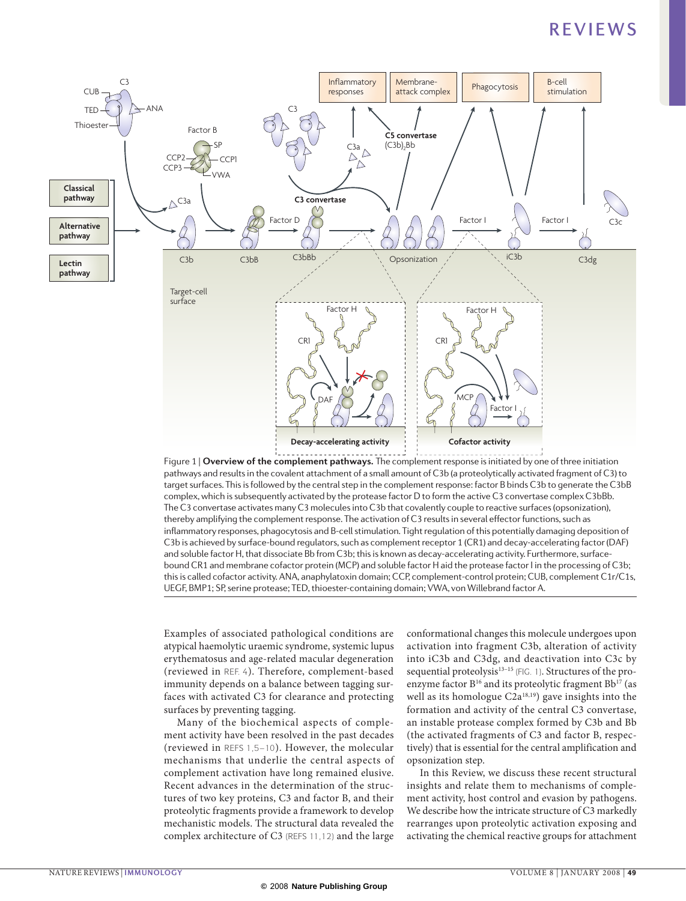Figure 1 | **Overview of the complement pathways.** The complement response is initiated by one of three initiation pathways and results in the covalent attachment of a small amount of C3b (a proteolytically activated fragment of C3) to target surfaces. This is followed by the central step in the complement response: factor B binds C3b to generate the C3bB complex, which is subsequently activated by the protease factor D to form the active C3 convertase complex C3bBb. The C3 convertase activates many C3 molecules into C3b that covalently couple to reactive surfaces (opsonization), thereby amplifying the complement response. The activation of C3 results in several effector functions, such as inflammatory responses, phagocytosis and B-cell stimulation. Tight regulation of this potentially damaging deposition of C3b is achieved by surface-bound regulators, such as complement receptor 1 (CR1) and decay-accelerating factor (DAF) and soluble factor H, that dissociate Bb from C3b; this is known as decay-accelerating activity. Furthermore, surface-bound CR1 and membrane cofactor protein (MCP) and soluble factor H aid the protease factor I in the processing of C3b; this is called cofactor activity. ANA, anaphylatoxin domain; CCP, complement-control protein; CUB, complement C1r/C1s, UEGF, BMP1; SP, serine protease; TED, thioester-containing domain; VWA, von Willebrand factor A.

Examples of associated pathological conditions are atypical haemolytic uraemic syndrome, systemic lupus erythematosus and age-related macular degeneration (reviewed in REF. 4). Therefore, complement-based immunity depends on a balance between tagging surfaces with activated C3 for clearance and protecting surfaces by preventing tagging.

Many of the biochemical aspects of complement activity have been resolved in the past decades (reviewed in REFS 1,5–10). However, the molecular mechanisms that underlie the central aspects of complement activation have long remained elusive. Recent advances in the determination of the structures of two key proteins, C3 and factor B, and their proteolytic fragments provide a framework to develop mechanistic models. The structural data revealed the complex architecture of C3 (REFS 11,12) and the large conformational changes this molecule undergoes upon activation into fragment C3b, alteration of activity into iC3b and C3dg, and deactivation into C3c by sequential proteolysis[13–15] (FIG. 1). Structures of the pro-enzyme factor B[16] and its proteolytic fragment Bb[17] (as well as its homologue C2a[18,19]) gave insights into the formation and activity of the central C3 convertase, an instable protease complex formed by C3b and Bb (the activated fragments of C3 and factor B, respectively) that is essential for the central amplification and opsonization step.

In this Review, we discuss these recent structural insights and relate them to mechanisms of complement activity, host control and evasion by pathogens. We describe how the intricate structure of C3 markedly rearranges upon proteolytic activation exposing and activating the chemical reactive groups for attachment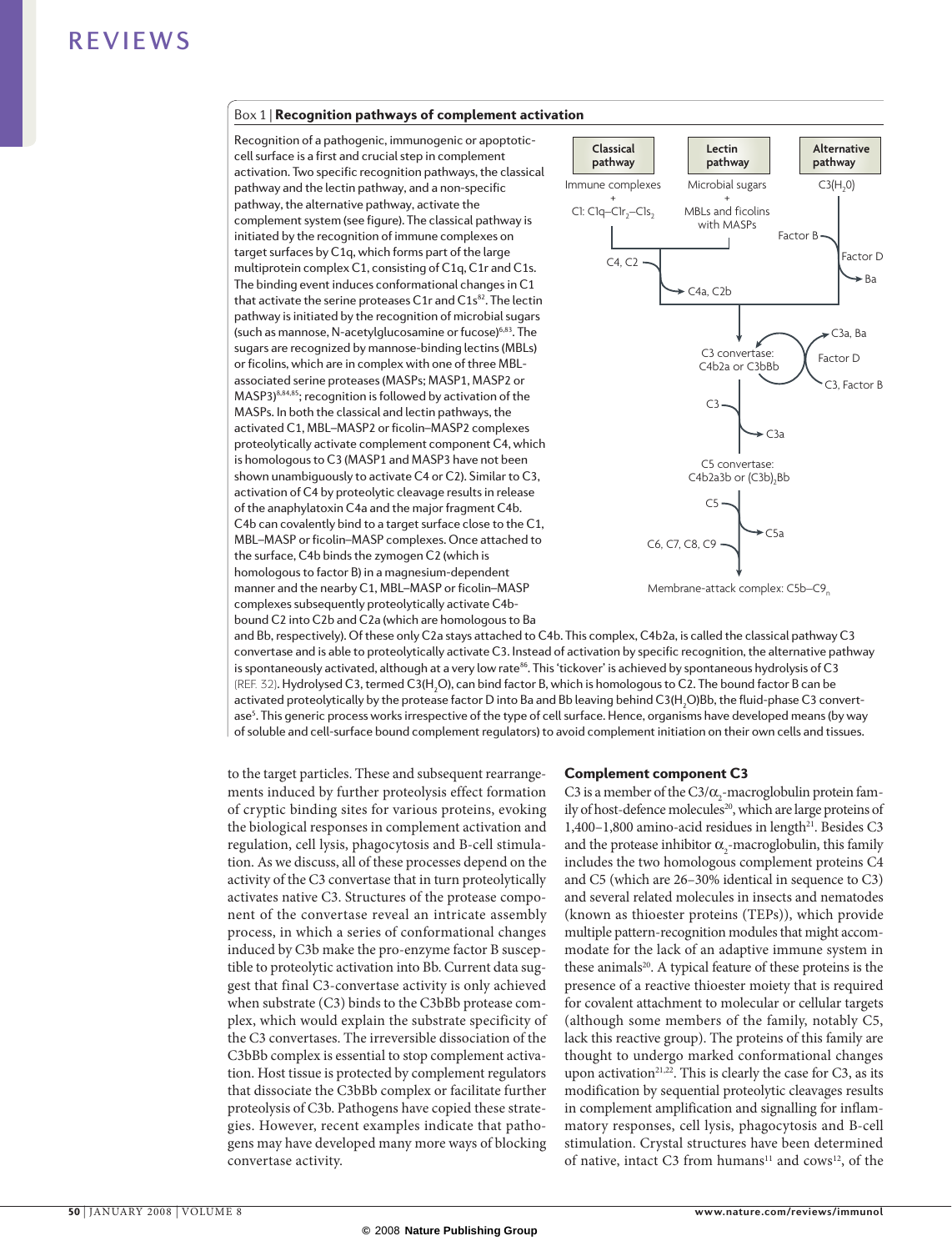### Box 1 | Recognition pathways of complement activation

Recognition of a pathogenic, immunogenic or apoptotic-cell surface is a first and crucial step in complement activation. Two specific recognition pathways, the classical pathway and the lectin pathway, and a non-specific pathway, the alternative pathway, activate the complement system (see figure). The classical pathway is initiated by the recognition of immune complexes on target surfaces by C1q, which forms part of the large multiprotein complex C1, consisting of C1q, C1r and C1s. The binding event induces conformational changes in C1 that activate the serine proteases C1r and C1s[82]. The lectin pathway is initiated by the recognition of microbial sugars (such as mannose, N-acetylglucosamine or fucose)[6,83]. The sugars are recognized by mannose-binding lectins (MBLs) or ficolins, which are in complex with one of three MBL-associated serine proteases (MASPs; MASP1, MASP2 or MASP3)[8,84,85]; recognition is followed by activation of the MASPs. In both the classical and lectin pathways, the activated C1, MBL–MASP2 or ficolin–MASP2 complexes proteolytically activate complement component C4, which is homologous to C3 (MASP1 and MASP3 have not been shown unambiguously to activate C4 or C2). Similar to C3, activation of C4 by proteolytic cleavage results in release of the anaphylatoxin C4a and the major fragment C4b. C4b can covalently bind to a target surface close to the C1, MBL–MASP or ficolin–MASP complexes. Once attached to the surface, C4b binds the zymogen C2 (which is homologous to factor B) in a magnesium-dependent manner and the nearby C1, MBL–MASP or ficolin–MASP complexes subsequently proteolytically activate C4b-bound C2 into C2b and C2a (which are homologous to Ba and Bb, respectively). Of these only C2a stays attached to C4b. This complex, C4b2a, is called the classical pathway C3 convertase and is able to proteolytically activate C3. Instead of activation by specific recognition, the alternative pathway is spontaneously activated, although at a very low rate[86]. This 'tickover' is achieved by spontaneous hydrolysis of C3 (REF. 32). Hydrolysed C3, termed C3($H_2O$), can bind factor B, which is homologous to C2. The bound factor B can be activated proteolytically by the protease factor D into Ba and Bb leaving behind C3($H_2O$)Bb, the fluid-phase C3 convertase[5]. This generic process works irrespective of the type of cell surface. Hence, organisms have developed means (by way of soluble and cell-surface bound complement regulators) to avoid complement initiation on their own cells and tissues.

**Classical pathway**: Immune complexes + C1: C1q–$C1r_2$–$C1s_2$ → C4, C2 → C4a, C2b

**Lectin pathway**: Microbial sugars + MBLs and ficolins with MASPs

**Alternative pathway**: C3($H_2O$) + Factor B; Factor D → Ba

C3 convertase: C4b2a or C3bBb (amplification loop: C3, Factor B; Factor D; C3a, Ba)

C3 → C3a

C5 convertase: C4b2a3b or $(C3b)_2$Bb

C5 → C5a

C6, C7, C8, C9

Membrane-attack complex: C5b–$C9_n$

to the target particles. These and subsequent rearrangements induced by further proteolysis effect formation of cryptic binding sites for various proteins, evoking the biological responses in complement activation and regulation, cell lysis, phagocytosis and B-cell stimulation. As we discuss, all of these processes depend on the activity of the C3 convertase that in turn proteolytically activates native C3. Structures of the protease component of the convertase reveal an intricate assembly process, in which a series of conformational changes induced by C3b make the pro-enzyme factor B susceptible to proteolytic activation into Bb. Current data suggest that final C3-convertase activity is only achieved when substrate (C3) binds to the C3bBb protease complex, which would explain the substrate specificity of the C3 convertases. The irreversible dissociation of the C3bBb complex is essential to stop complement activation. Host tissue is protected by complement regulators that dissociate the C3bBb complex or facilitate further proteolysis of C3b. Pathogens have copied these strategies. However, recent examples indicate that pathogens may have developed many more ways of blocking convertase activity.

## Complement component C3

C3 is a member of the C3/$\alpha_2$-macroglobulin protein family of host-defence molecules[20], which are large proteins of 1,400–1,800 amino-acid residues in length[21]. Besides C3 and the protease inhibitor $\alpha_2$-macroglobulin, this family includes the two homologous complement proteins C4 and C5 (which are 26–30% identical in sequence to C3) and several related molecules in insects and nematodes (known as thioester proteins (TEPs)), which provide multiple pattern-recognition modules that might accommodate for the lack of an adaptive immune system in these animals[20]. A typical feature of these proteins is the presence of a reactive thioester moiety that is required for covalent attachment to molecular or cellular targets (although some members of the family, notably C5, lack this reactive group). The proteins of this family are thought to undergo marked conformational changes upon activation[21,22]. This is clearly the case for C3, as its modification by sequential proteolytic cleavages results in complement amplification and signalling for inflammatory responses, cell lysis, phagocytosis and B-cell stimulation. Crystal structures have been determined of native, intact C3 from humans[11] and cows[12], of the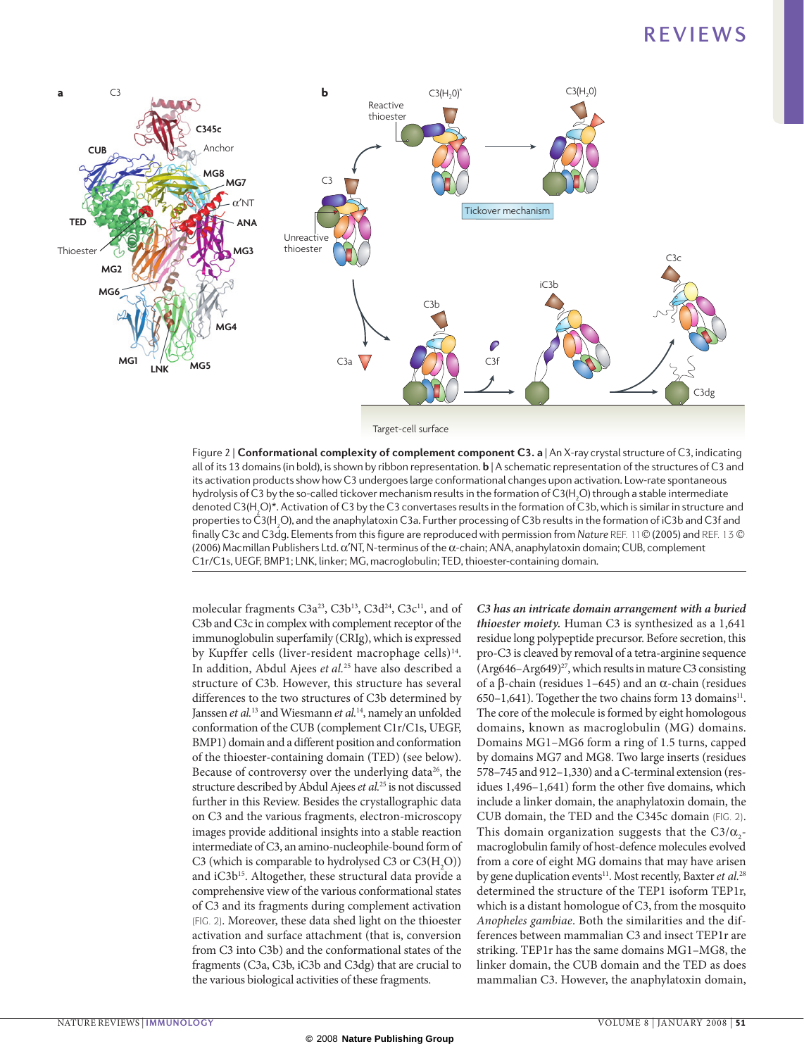Figure 2 | **Conformational complexity of complement component C3. a** | An X-ray crystal structure of C3, indicating all of its 13 domains (in bold), is shown by ribbon representation. **b** | A schematic representation of the structures of C3 and its activation products show how C3 undergoes large conformational changes upon activation. Low-rate spontaneous hydrolysis of C3 by the so-called tickover mechanism results in the formation of C3($H_2O$) through a stable intermediate denoted C3($H_2O$)*. Activation of C3 by the C3 convertases results in the formation of C3b, which is similar in structure and properties to C3($H_2O$), and the anaphylatoxin C3a. Further processing of C3b results in the formation of iC3b and C3f and finally C3c and C3dg. Elements from this figure are reproduced with permission from *Nature* REF. 11 © (2005) and REF. 13 © (2006) Macmillan Publishers Ltd. α′NT, N-terminus of the α-chain; ANA, anaphylatoxin domain; CUB, complement C1r/C1s, UEGF, BMP1; LNK, linker; MG, macroglobulin; TED, thioester-containing domain.

molecular fragments C3a[23], C3b[13], C3d[24], C3c[11], and of C3b and C3c in complex with complement receptor of the immunoglobulin superfamily (CRIg), which is expressed by Kupffer cells (liver-resident macrophage cells)[14]. In addition, Abdul Ajees *et al.*[25] have also described a structure of C3b. However, this structure has several differences to the two structures of C3b determined by Janssen *et al.*[13] and Wiesmann *et al.*[14], namely an unfolded conformation of the CUB (complement C1r/C1s, UEGF, BMP1) domain and a different position and conformation of the thioester-containing domain (TED) (see below). Because of controversy over the underlying data[26], the structure described by Abdul Ajees *et al.*[25] is not discussed further in this Review. Besides the crystallographic data on C3 and the various fragments, electron-microscopy images provide additional insights into a stable reaction intermediate of C3, an amino-nucleophile-bound form of C3 (which is comparable to hydrolysed C3 or C3($H_2O$)) and iC3b[15]. Altogether, these structural data provide a comprehensive view of the various conformational states of C3 and its fragments during complement activation (FIG. 2). Moreover, these data shed light on the thioester activation and surface attachment (that is, conversion from C3 into C3b) and the conformational states of the fragments (C3a, C3b, iC3b and C3dg) that are crucial to the various biological activities of these fragments.

***C3 has an intricate domain arrangement with a buried thioester moiety.*** Human C3 is synthesized as a 1,641 residue long polypeptide precursor. Before secretion, this pro-C3 is cleaved by removal of a tetra-arginine sequence (Arg646–Arg649)[27], which results in mature C3 consisting of a β-chain (residues 1–645) and an α-chain (residues 650–1,641). Together the two chains form 13 domains[11]. The core of the molecule is formed by eight homologous domains, known as macroglobulin (MG) domains. Domains MG1–MG6 form a ring of 1.5 turns, capped by domains MG7 and MG8. Two large inserts (residues 578–745 and 912–1,330) and a C-terminal extension (residues 1,496–1,641) form the other five domains, which include a linker domain, the anaphylatoxin domain, the CUB domain, the TED and the C345c domain (FIG. 2). This domain organization suggests that the C3/$\alpha_2$-macroglobulin family of host-defence molecules evolved from a core of eight MG domains that may have arisen by gene duplication events[11]. Most recently, Baxter *et al.*[28] determined the structure of the TEP1 isoform TEP1r, which is a distant homologue of C3, from the mosquito *Anopheles gambiae*. Both the similarities and the differences between mammalian C3 and insect TEP1r are striking. TEP1r has the same domains MG1–MG8, the linker domain, the CUB domain and the TED as does mammalian C3. However, the anaphylatoxin domain,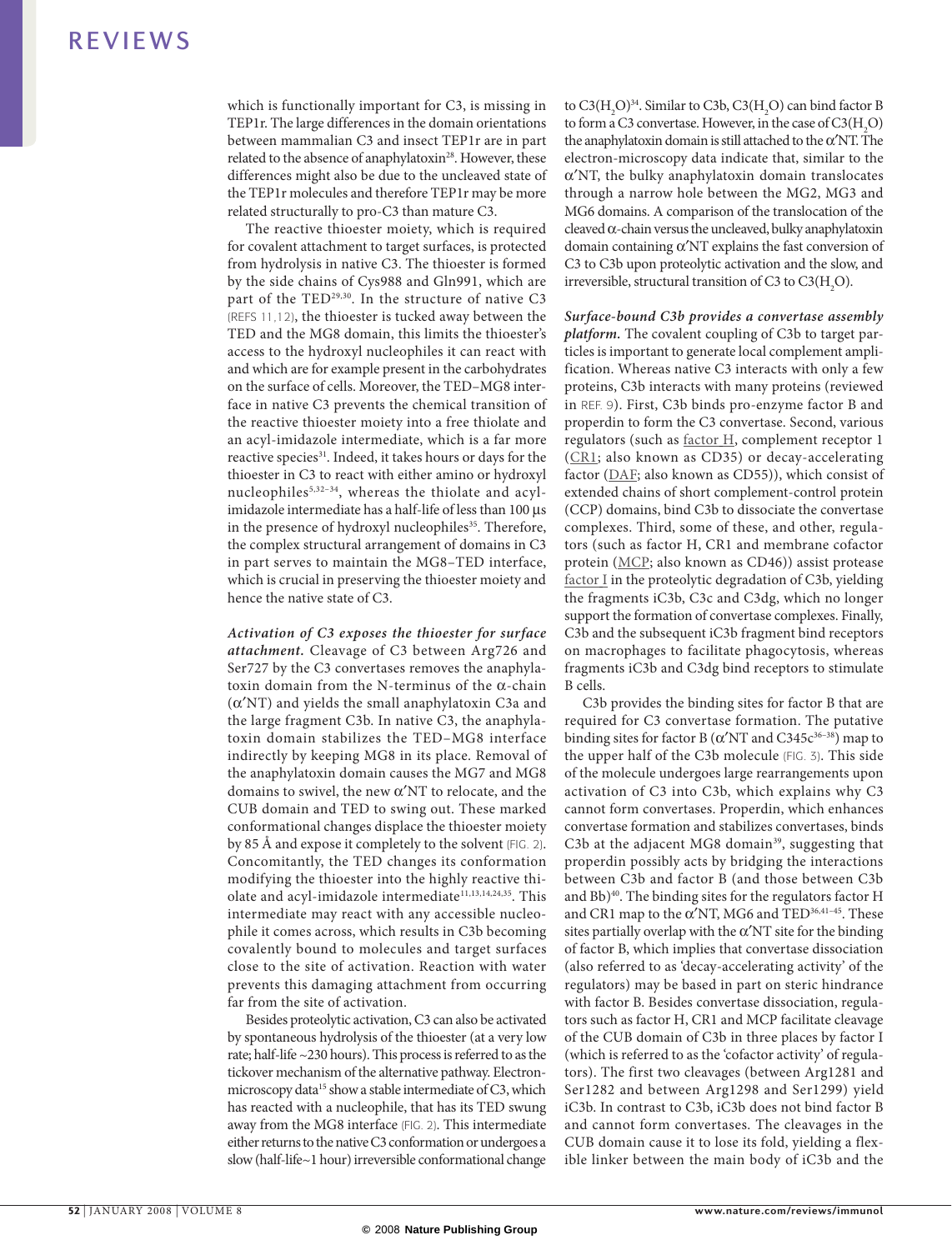which is functionally important for C3, is missing in TEP1r. The large differences in the domain orientations between mammalian C3 and insect TEP1r are in part related to the absence of anaphylatoxin[28]. However, these differences might also be due to the uncleaved state of the TEP1r molecules and therefore TEP1r may be more related structurally to pro-C3 than mature C3.

The reactive thioester moiety, which is required for covalent attachment to target surfaces, is protected from hydrolysis in native C3. The thioester is formed by the side chains of Cys988 and Gln991, which are part of the TED[29,30]. In the structure of native C3 (REFS 11,12), the thioester is tucked away between the TED and the MG8 domain, this limits the thioester's access to the hydroxyl nucleophiles it can react with and which are for example present in the carbohydrates on the surface of cells. Moreover, the TED–MG8 interface in native C3 prevents the chemical transition of the reactive thioester moiety into a free thiolate and an acyl-imidazole intermediate, which is a far more reactive species[31]. Indeed, it takes hours or days for the thioester in C3 to react with either amino or hydroxyl nucleophiles[5,32–34], whereas the thiolate and acyl-imidazole intermediate has a half-life of less than 100 μs in the presence of hydroxyl nucleophiles[35]. Therefore, the complex structural arrangement of domains in C3 in part serves to maintain the MG8–TED interface, which is crucial in preserving the thioester moiety and hence the native state of C3.

***Activation of C3 exposes the thioester for surface attachment.*** Cleavage of C3 between Arg726 and Ser727 by the C3 convertases removes the anaphylatoxin domain from the N-terminus of the α-chain (α′NT) and yields the small anaphylatoxin C3a and the large fragment C3b. In native C3, the anaphylatoxin domain stabilizes the TED–MG8 interface indirectly by keeping MG8 in its place. Removal of the anaphylatoxin domain causes the MG7 and MG8 domains to swivel, the new α′NT to relocate, and the CUB domain and TED to swing out. These marked conformational changes displace the thioester moiety by 85 Å and expose it completely to the solvent (FIG. 2). Concomitantly, the TED changes its conformation modifying the thioester into the highly reactive thiolate and acyl-imidazole intermediate[11,13,14,24,35]. This intermediate may react with any accessible nucleophile it comes across, which results in C3b becoming covalently bound to molecules and target surfaces close to the site of activation. Reaction with water prevents this damaging attachment from occurring far from the site of activation.

Besides proteolytic activation, C3 can also be activated by spontaneous hydrolysis of the thioester (at a very low rate; half-life ~230 hours). This process is referred to as the tickover mechanism of the alternative pathway. Electron-microscopy data[15] show a stable intermediate of C3, which has reacted with a nucleophile, that has its TED swung away from the MG8 interface (FIG. 2). This intermediate either returns to the native C3 conformation or undergoes a slow (half-life~1 hour) irreversible conformational change to C3($H_2O$)[34]. Similar to C3b, C3($H_2O$) can bind factor B to form a C3 convertase. However, in the case of C3($H_2O$) the anaphylatoxin domain is still attached to the α′NT. The electron-microscopy data indicate that, similar to the α′NT, the bulky anaphylatoxin domain translocates through a narrow hole between the MG2, MG3 and MG6 domains. A comparison of the translocation of the cleaved α-chain versus the uncleaved, bulky anaphylatoxin domain containing α′NT explains the fast conversion of C3 to C3b upon proteolytic activation and the slow, and irreversible, structural transition of C3 to C3($H_2O$).

***Surface-bound C3b provides a convertase assembly platform.*** The covalent coupling of C3b to target particles is important to generate local complement amplification. Whereas native C3 interacts with only a few proteins, C3b interacts with many proteins (reviewed in REF. 9). First, C3b binds pro-enzyme factor B and properdin to form the C3 convertase. Second, various regulators (such as factor H, complement receptor 1 (CR1; also known as CD35) or decay-accelerating factor (DAF; also known as CD55)), which consist of extended chains of short complement-control protein (CCP) domains, bind C3b to dissociate the convertase complexes. Third, some of these, and other, regulators (such as factor H, CR1 and membrane cofactor protein (MCP; also known as CD46)) assist protease factor I in the proteolytic degradation of C3b, yielding the fragments iC3b, C3c and C3dg, which no longer support the formation of convertase complexes. Finally, C3b and the subsequent iC3b fragment bind receptors on macrophages to facilitate phagocytosis, whereas fragments iC3b and C3dg bind receptors to stimulate B cells.

C3b provides the binding sites for factor B that are required for C3 convertase formation. The putative binding sites for factor B (α′NT and C345c[36–38]) map to the upper half of the C3b molecule (FIG. 3). This side of the molecule undergoes large rearrangements upon activation of C3 into C3b, which explains why C3 cannot form convertases. Properdin, which enhances convertase formation and stabilizes convertases, binds C3b at the adjacent MG8 domain[39], suggesting that properdin possibly acts by bridging the interactions between C3b and factor B (and those between C3b and Bb)[40]. The binding sites for the regulators factor H and CR1 map to the α′NT, MG6 and TED[36,41–45]. These sites partially overlap with the α′NT site for the binding of factor B, which implies that convertase dissociation (also referred to as 'decay-accelerating activity' of the regulators) may be based in part on steric hindrance with factor B. Besides convertase dissociation, regulators such as factor H, CR1 and MCP facilitate cleavage of the CUB domain of C3b in three places by factor I (which is referred to as the 'cofactor activity' of regulators). The first two cleavages (between Arg1281 and Ser1282 and between Arg1298 and Ser1299) yield iC3b. In contrast to C3b, iC3b does not bind factor B and cannot form convertases. The cleavages in the CUB domain cause it to lose its fold, yielding a flexible linker between the main body of iC3b and the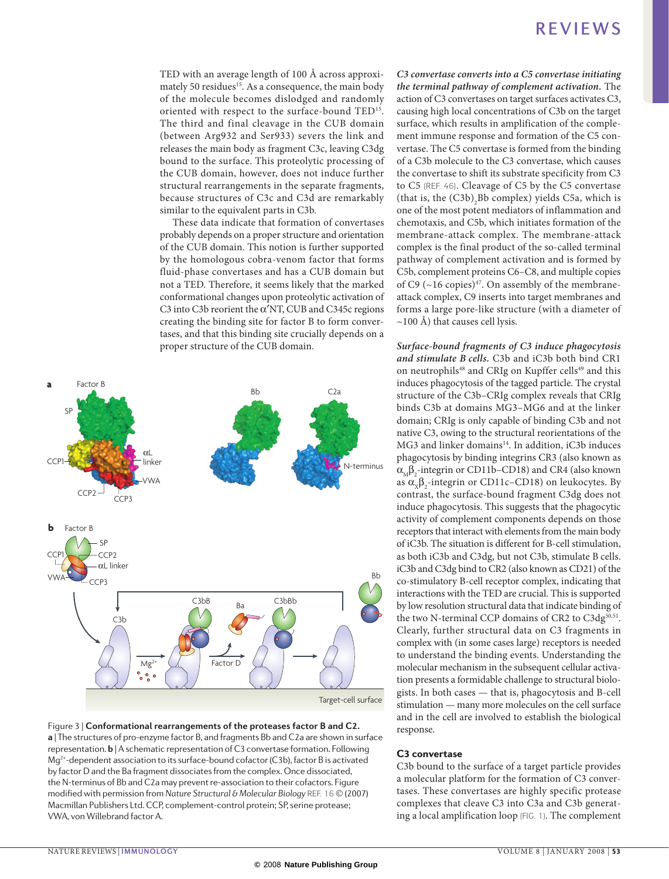TED with an average length of 100 Å across approximately 50 residues[15]. As a consequence, the main body of the molecule becomes dislodged and randomly oriented with respect to the surface-bound TED[15]. The third and final cleavage in the CUB domain (between Arg932 and Ser933) severs the link and releases the main body as fragment C3c, leaving C3dg bound to the surface. This proteolytic processing of the CUB domain, however, does not induce further structural rearrangements in the separate fragments, because structures of C3c and C3d are remarkably similar to the equivalent parts in C3b.

These data indicate that formation of convertases probably depends on a proper structure and orientation of the CUB domain. This notion is further supported by the homologous cobra-venom factor that forms fluid-phase convertases and has a CUB domain but not a TED. Therefore, it seems likely that the marked conformational changes upon proteolytic activation of C3 into C3b reorient the α′NT, CUB and C345c regions creating the binding site for factor B to form convertases, and that this binding site crucially depends on a proper structure of the CUB domain.

Figure 3 | **Conformational rearrangements of the proteases factor B and C2.** **a** | The structures of pro-enzyme factor B, and fragments Bb and C2a are shown in surface representation. **b** | A schematic representation of C3 convertase formation. Following $Mg^{2+}$-dependent association to its surface-bound cofactor (C3b), factor B is activated by factor D and the Ba fragment dissociates from the complex. Once dissociated, the N-terminus of Bb and C2a may prevent re-association to their cofactors. Figure modified with permission from *Nature Structural & Molecular Biology* REF. 16 © (2007) Macmillan Publishers Ltd. CCP, complement-control protein; SP, serine protease; VWA, von Willebrand factor A.

***C3 convertase converts into a C5 convertase initiating the terminal pathway of complement activation.*** The action of C3 convertases on target surfaces activates C3, causing high local concentrations of C3b on the target surface, which results in amplification of the complement immune response and formation of the C5 convertase. The C5 convertase is formed from the binding of a C3b molecule to the C3 convertase, which causes the convertase to shift its substrate specificity from C3 to C5 (REF. 46). Cleavage of C5 by the C5 convertase (that is, the $(C3b)_2Bb$ complex) yields C5a, which is one of the most potent mediators of inflammation and chemotaxis, and C5b, which initiates formation of the membrane-attack complex. The membrane-attack complex is the final product of the so-called terminal pathway of complement activation and is formed by C5b, complement proteins C6–C8, and multiple copies of C9 (~16 copies)[47]. On assembly of the membrane-attack complex, C9 inserts into target membranes and forms a large pore-like structure (with a diameter of ~100 Å) that causes cell lysis.

***Surface-bound fragments of C3 induce phagocytosis and stimulate B cells.*** C3b and iC3b both bind CR1 on neutrophils[48] and CRIg on Kupffer cells[49] and this induces phagocytosis of the tagged particle. The crystal structure of the C3b–CRIg complex reveals that CRIg binds C3b at domains MG3–MG6 and at the linker domain; CRIg is only capable of binding C3b and not native C3, owing to the structural reorientations of the MG3 and linker domains[14]. In addition, iC3b induces phagocytosis by binding integrins CR3 (also known as $\alpha_M\beta_2$-integrin or CD11b–CD18) and CR4 (also known as $\alpha_X\beta_2$-integrin or CD11c–CD18) on leukocytes. By contrast, the surface-bound fragment C3dg does not induce phagocytosis. This suggests that the phagocytic activity of complement components depends on those receptors that interact with elements from the main body of iC3b. The situation is different for B-cell stimulation, as both iC3b and C3dg, but not C3b, stimulate B cells. iC3b and C3dg bind to CR2 (also known as CD21) of the co-stimulatory B-cell receptor complex, indicating that interactions with the TED are crucial. This is supported by low resolution structural data that indicate binding of the two N-terminal CCP domains of CR2 to C3dg[50,51]. Clearly, further structural data on C3 fragments in complex with (in some cases large) receptors is needed to understand the binding events. Understanding the molecular mechanism in the subsequent cellular activation presents a formidable challenge to structural biologists. In both cases — that is, phagocytosis and B-cell stimulation — many more molecules on the cell surface and in the cell are involved to establish the biological response.

### C3 convertase

C3b bound to the surface of a target particle provides a molecular platform for the formation of C3 convertases. These convertases are highly specific protease complexes that cleave C3 into C3a and C3b generating a local amplification loop (FIG. 1). The complement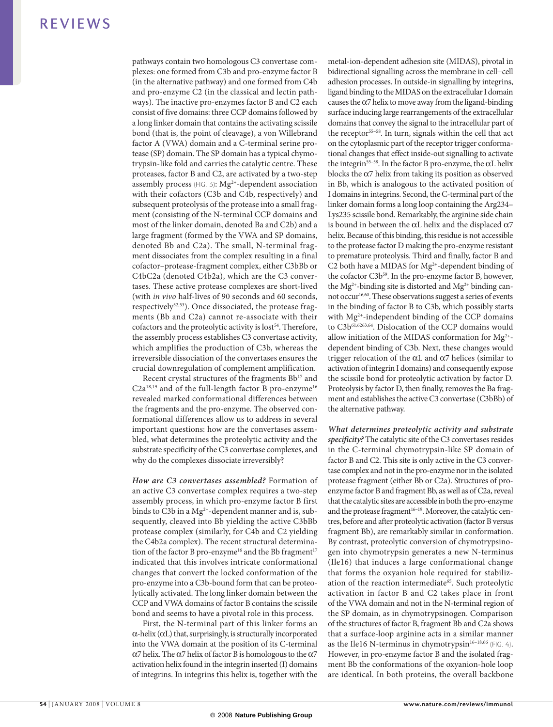pathways contain two homologous C3 convertase complexes: one formed from C3b and pro-enzyme factor B (in the alternative pathway) and one formed from C4b and pro-enzyme C2 (in the classical and lectin pathways). The inactive pro-enzymes factor B and C2 each consist of five domains: three CCP domains followed by a long linker domain that contains the activating scissile bond (that is, the point of cleavage), a von Willebrand factor A (VWA) domain and a C-terminal serine protease (SP) domain. The SP domain has a typical chymotrypsin-like fold and carries the catalytic centre. These proteases, factor B and C2, are activated by a two-step assembly process (FIG. 3): $Mg^{2+}$-dependent association with their cofactors (C3b and C4b, respectively) and subsequent proteolysis of the protease into a small fragment (consisting of the N-terminal CCP domains and most of the linker domain, denoted Ba and C2b) and a large fragment (formed by the VWA and SP domains, denoted Bb and C2a). The small, N-terminal fragment dissociates from the complex resulting in a final cofactor–protease-fragment complex, either C3bBb or C4bC2a (denoted C4b2a), which are the C3 convertases. These active protease complexes are short-lived (with *in vivo* half-lives of 90 seconds and 60 seconds, respectively[52,53]). Once dissociated, the protease fragments (Bb and C2a) cannot re-associate with their cofactors and the proteolytic activity is lost[54]. Therefore, the assembly process establishes C3 convertase activity, which amplifies the production of C3b, whereas the irreversible dissociation of the convertases ensures the crucial downregulation of complement amplification.

Recent crystal structures of the fragments Bb[17] and C2a[18,19] and of the full-length factor B pro-enzyme[16] revealed marked conformational differences between the fragments and the pro-enzyme. The observed conformational differences allow us to address in several important questions: how are the convertases assembled, what determines the proteolytic activity and the substrate specificity of the C3 convertase complexes, and why do the complexes dissociate irreversibly?

***How are C3 convertases assembled?*** Formation of an active C3 convertase complex requires a two-step assembly process, in which pro-enzyme factor B first binds to C3b in a $Mg^{2+}$-dependent manner and is, subsequently, cleaved into Bb yielding the active C3bBb protease complex (similarly, for C4b and C2 yielding the C4b2a complex). The recent structural determination of the factor B pro-enzyme[16] and the Bb fragment[17] indicated that this involves intricate conformational changes that convert the locked conformation of the pro-enzyme into a C3b-bound form that can be proteolytically activated. The long linker domain between the CCP and VWA domains of factor B contains the scissile bond and seems to have a pivotal role in this process.

First, the N-terminal part of this linker forms an α-helix (αL) that, surprisingly, is structurally incorporated into the VWA domain at the position of its C-terminal α7 helix. The α7 helix of factor B is homologous to the α7 activation helix found in the integrin inserted (I) domains of integrins. In integrins this helix is, together with the metal-ion-dependent adhesion site (MIDAS), pivotal in bidirectional signalling across the membrane in cell–cell adhesion processes. In outside-in signalling by integrins, ligand binding to the MIDAS on the extracellular I domain causes the α7 helix to move away from the ligand-binding surface inducing large rearrangements of the extracellular domains that convey the signal to the intracellular part of the receptor[55–58]. In turn, signals within the cell that act on the cytoplasmic part of the receptor trigger conformational changes that effect inside-out signalling to activate the integrin[55–58]. In the factor B pro-enzyme, the αL helix blocks the α7 helix from taking its position as observed in Bb, which is analogous to the activated position of I domains in integrins. Second, the C-terminal part of the linker domain forms a long loop containing the Arg234–Lys235 scissile bond. Remarkably, the arginine side chain is bound in between the αL helix and the displaced α7 helix. Because of this binding, this residue is not accessible to the protease factor D making the pro-enzyme resistant to premature proteolysis. Third and finally, factor B and C2 both have a MIDAS for $Mg^{2+}$-dependent binding of the cofactor C3b[59]. In the pro-enzyme factor B, however, the $Mg^{2+}$-binding site is distorted and $Mg^{2+}$ binding cannot occur[16,60]. These observations suggest a series of events in the binding of factor B to C3b, which possibly starts with $Mg^{2+}$-independent binding of the CCP domains to C3b[61,6263,64]. Dislocation of the CCP domains would allow initiation of the MIDAS conformation for $Mg^{2+}$-dependent binding of C3b. Next, these changes would trigger relocation of the αL and α7 helices (similar to activation of integrin I domains) and consequently expose the scissile bond for proteolytic activation by factor D. Proteolysis by factor D, then finally, removes the Ba fragment and establishes the active C3 convertase (C3bBb) of the alternative pathway.

***What determines proteolytic activity and substrate specificity?*** The catalytic site of the C3 convertases resides in the C-terminal chymotrypsin-like SP domain of factor B and C2. This site is only active in the C3 convertase complex and not in the pro-enzyme nor in the isolated protease fragment (either Bb or C2a). Structures of pro-enzyme factor B and fragment Bb, as well as of C2a, reveal that the catalytic sites are accessible in both the pro-enzyme and the protease fragment[16–19]. Moreover, the catalytic centres, before and after proteolytic activation (factor B versus fragment Bb), are remarkably similar in conformation. By contrast, proteolytic conversion of chymotrypsinogen into chymotrypsin generates a new N-terminus (Ile16) that induces a large conformational change that forms the oxyanion hole required for stabilization of the reaction intermediate[65]. Such proteolytic activation in factor B and C2 takes place in front of the VWA domain and not in the N-terminal region of the SP domain, as in chymotrypsinogen. Comparison of the structures of factor B, fragment Bb and C2a shows that a surface-loop arginine acts in a similar manner as the Ile16 N-terminus in chymotrypsin[16–18,66] (FIG. 4). However, in pro-enzyme factor B and the isolated fragment Bb the conformations of the oxyanion-hole loop are identical. In both proteins, the overall backbone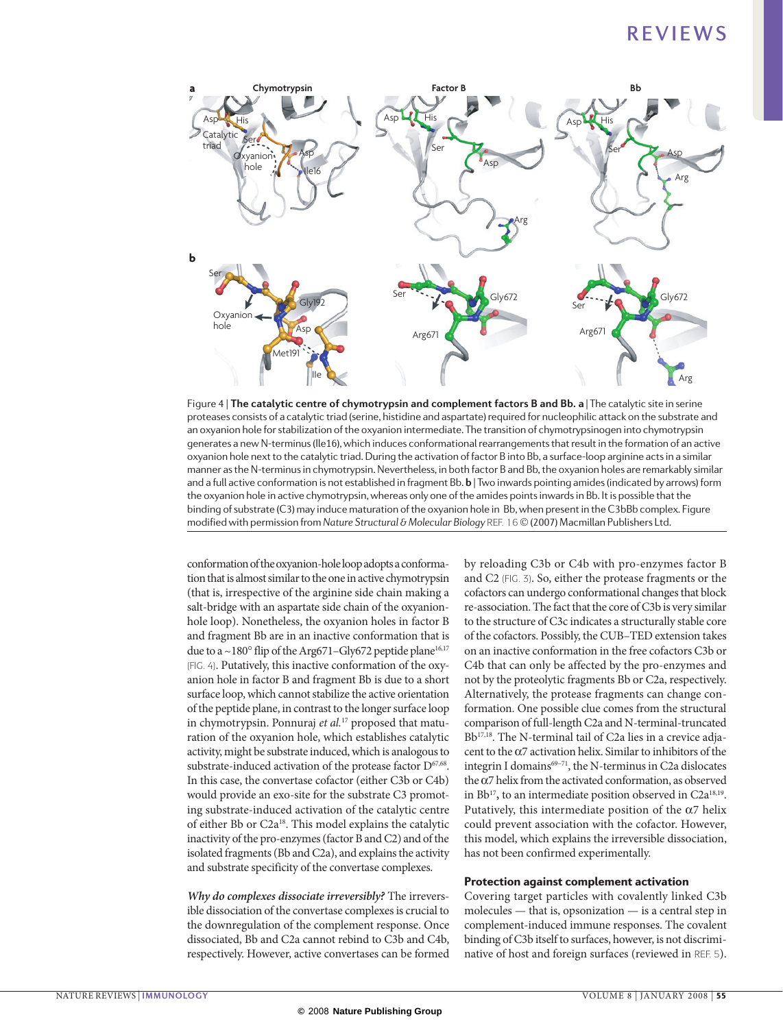Figure 4 | **The catalytic centre of chymotrypsin and complement factors B and Bb. a** | The catalytic site in serine proteases consists of a catalytic triad (serine, histidine and aspartate) required for nucleophilic attack on the substrate and an oxyanion hole for stabilization of the oxyanion intermediate. The transition of chymotrypsinogen into chymotrypsin generates a new N-terminus (Ile16), which induces conformational rearrangements that result in the formation of an active oxyanion hole next to the catalytic triad. During the activation of factor B into Bb, a surface-loop arginine acts in a similar manner as the N-terminus in chymotrypsin. Nevertheless, in both factor B and Bb, the oxyanion holes are remarkably similar and a full active conformation is not established in fragment Bb. **b** | Two inwards pointing amides (indicated by arrows) form the oxyanion hole in active chymotrypsin, whereas only one of the amides points inwards in Bb. It is possible that the binding of substrate (C3) may induce maturation of the oxyanion hole in Bb, when present in the C3bBb complex. Figure modified with permission from *Nature Structural & Molecular Biology* REF. 16 © (2007) Macmillan Publishers Ltd.

conformation of the oxyanion-hole loop adopts a conformation that is almost similar to the one in active chymotrypsin (that is, irrespective of the arginine side chain making a salt-bridge with an aspartate side chain of the oxyanion-hole loop). Nonetheless, the oxyanion holes in factor B and fragment Bb are in an inactive conformation that is due to a ~180° flip of the Arg671–Gly672 peptide plane[16,17] (FIG. 4). Putatively, this inactive conformation of the oxyanion hole in factor B and fragment Bb is due to a short surface loop, which cannot stabilize the active orientation of the peptide plane, in contrast to the longer surface loop in chymotrypsin. Ponnuraj *et al.*[17] proposed that maturation of the oxyanion hole, which establishes catalytic activity, might be substrate induced, which is analogous to substrate-induced activation of the protease factor D[67,68]. In this case, the convertase cofactor (either C3b or C4b) would provide an exo-site for the substrate C3 promoting substrate-induced activation of the catalytic centre of either Bb or C2a[18]. This model explains the catalytic inactivity of the pro-enzymes (factor B and C2) and of the isolated fragments (Bb and C2a), and explains the activity and substrate specificity of the convertase complexes.

***Why do complexes dissociate irreversibly?*** The irreversible dissociation of the convertase complexes is crucial to the downregulation of the complement response. Once dissociated, Bb and C2a cannot rebind to C3b and C4b, respectively. However, active convertases can be formed by reloading C3b or C4b with pro-enzymes factor B and C2 (FIG. 3). So, either the protease fragments or the cofactors can undergo conformational changes that block re-association. The fact that the core of C3b is very similar to the structure of C3c indicates a structurally stable core of the cofactors. Possibly, the CUB–TED extension takes on an inactive conformation in the free cofactors C3b or C4b that can only be affected by the pro-enzymes and not by the proteolytic fragments Bb or C2a, respectively. Alternatively, the protease fragments can change conformation. One possible clue comes from the structural comparison of full-length C2a and N-terminal-truncated Bb[17,18]. The N-terminal tail of C2a lies in a crevice adjacent to the α7 activation helix. Similar to inhibitors of the integrin I domains[69–71], the N-terminus in C2a dislocates the α7 helix from the activated conformation, as observed in Bb[17], to an intermediate position observed in C2a[18,19]. Putatively, this intermediate position of the α7 helix could prevent association with the cofactor. However, this model, which explains the irreversible dissociation, has not been confirmed experimentally.

## Protection against complement activation

Covering target particles with covalently linked C3b molecules — that is, opsonization — is a central step in complement-induced immune responses. The covalent binding of C3b itself to surfaces, however, is not discriminative of host and foreign surfaces (reviewed in REF. 5).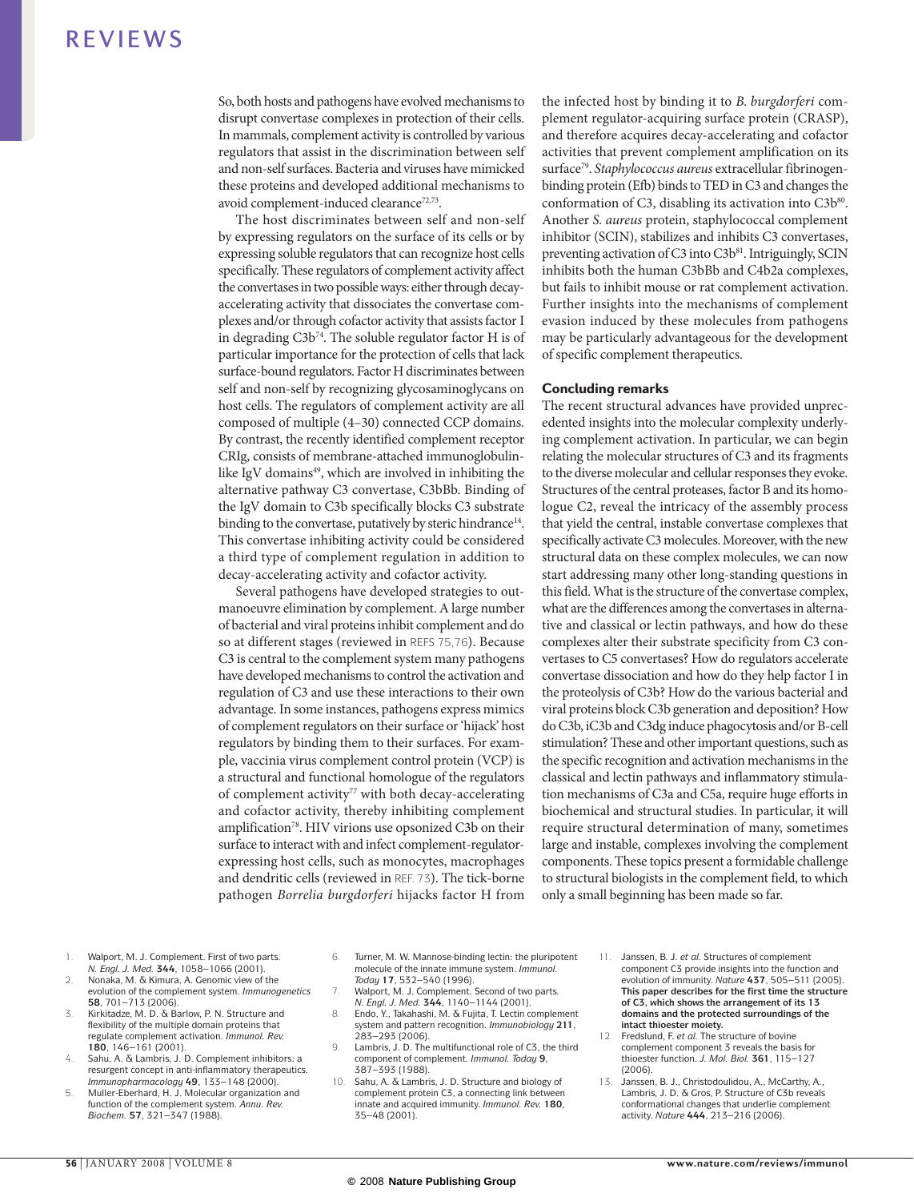So, both hosts and pathogens have evolved mechanisms to disrupt convertase complexes in protection of their cells. In mammals, complement activity is controlled by various regulators that assist in the discrimination between self and non-self surfaces. Bacteria and viruses have mimicked these proteins and developed additional mechanisms to avoid complement-induced clearance[72,73].

The host discriminates between self and non-self by expressing regulators on the surface of its cells or by expressing soluble regulators that can recognize host cells specifically. These regulators of complement activity affect the convertases in two possible ways: either through decay-accelerating activity that dissociates the convertase complexes and/or through cofactor activity that assists factor I in degrading C3b[74]. The soluble regulator factor H is of particular importance for the protection of cells that lack surface-bound regulators. Factor H discriminates between self and non-self by recognizing glycosaminoglycans on host cells. The regulators of complement activity are all composed of multiple (4–30) connected CCP domains. By contrast, the recently identified complement receptor CRIg, consists of membrane-attached immunoglobulin-like IgV domains[49], which are involved in inhibiting the alternative pathway C3 convertase, C3bBb. Binding of the IgV domain to C3b specifically blocks C3 substrate binding to the convertase, putatively by steric hindrance[14]. This convertase inhibiting activity could be considered a third type of complement regulation in addition to decay-accelerating activity and cofactor activity.

Several pathogens have developed strategies to outmanoeuvre elimination by complement. A large number of bacterial and viral proteins inhibit complement and do so at different stages (reviewed in REFS 75,76). Because C3 is central to the complement system many pathogens have developed mechanisms to control the activation and regulation of C3 and use these interactions to their own advantage. In some instances, pathogens express mimics of complement regulators on their surface or 'hijack' host regulators by binding them to their surfaces. For example, vaccinia virus complement control protein (VCP) is a structural and functional homologue of the regulators of complement activity[77] with both decay-accelerating and cofactor activity, thereby inhibiting complement amplification[78]. HIV virions use opsonized C3b on their surface to interact with and infect complement-regulator-expressing host cells, such as monocytes, macrophages and dendritic cells (reviewed in REF. 73). The tick-borne pathogen *Borrelia burgdorferi* hijacks factor H from the infected host by binding it to *B. burgdorferi* complement regulator-acquiring surface protein (CRASP), and therefore acquires decay-accelerating and cofactor activities that prevent complement amplification on its surface[79]. *Staphylococcus aureus* extracellular fibrinogen-binding protein (Efb) binds to TED in C3 and changes the conformation of C3, disabling its activation into C3b[80]. Another *S. aureus* protein, staphylococcal complement inhibitor (SCIN), stabilizes and inhibits C3 convertases, preventing activation of C3 into C3b[81]. Intriguingly, SCIN inhibits both the human C3bBb and C4b2a complexes, but fails to inhibit mouse or rat complement activation. Further insights into the mechanisms of complement evasion induced by these molecules from pathogens may be particularly advantageous for the development of specific complement therapeutics.

## Concluding remarks

The recent structural advances have provided unprecedented insights into the molecular complexity underlying complement activation. In particular, we can begin relating the molecular structures of C3 and its fragments to the diverse molecular and cellular responses they evoke. Structures of the central proteases, factor B and its homologue C2, reveal the intricacy of the assembly process that yield the central, instable convertase complexes that specifically activate C3 molecules. Moreover, with the new structural data on these complex molecules, we can now start addressing many other long-standing questions in this field. What is the structure of the convertase complex, what are the differences among the convertases in alternative and classical or lectin pathways, and how do these complexes alter their substrate specificity from C3 convertases to C5 convertases? How do regulators accelerate convertase dissociation and how do they help factor I in the proteolysis of C3b? How do the various bacterial and viral proteins block C3b generation and deposition? How do C3b, iC3b and C3dg induce phagocytosis and/or B-cell stimulation? These and other important questions, such as the specific recognition and activation mechanisms in the classical and lectin pathways and inflammatory stimulation mechanisms of C3a and C5a, require huge efforts in biochemical and structural studies. In particular, it will require structural determination of many, sometimes large and instable, complexes involving the complement components. These topics present a formidable challenge to structural biologists in the complement field, to which only a small beginning has been made so far.

1. Walport, M. J. Complement. First of two parts. *N. Engl. J. Med.* **344**, 1058–1066 (2001).
2. Nonaka, M. & Kimura, A. Genomic view of the evolution of the complement system. *Immunogenetics* **58**, 701–713 (2006).
3. Kirkitadze, M. D. & Barlow, P. N. Structure and flexibility of the multiple domain proteins that regulate complement activation. *Immunol. Rev.* **180**, 146–161 (2001).
4. Sahu, A. & Lambris, J. D. Complement inhibitors: a resurgent concept in anti-inflammatory therapeutics. *Immunopharmacology* **49**, 133–148 (2000).
5. Muller-Eberhard, H. J. Molecular organization and function of the complement system. *Annu. Rev. Biochem.* **57**, 321–347 (1988).
6. Turner, M. W. Mannose-binding lectin: the pluripotent molecule of the innate immune system. *Immunol. Today* **17**, 532–540 (1996).
7. Walport, M. J. Complement. Second of two parts. *N. Engl. J. Med.* **344**, 1140–1144 (2001).
8. Endo, Y., Takahashi, M. & Fujita, T. Lectin complement system and pattern recognition. *Immunobiology* **211**, 283–293 (2006).
9. Lambris, J. D. The multifunctional role of C3, the third component of complement. *Immunol. Today* **9**, 387–393 (1988).
10. Sahu, A. & Lambris, J. D. Structure and biology of complement protein C3, a connecting link between innate and acquired immunity. *Immunol. Rev.* **180**, 35–48 (2001).
11. Janssen, B. J. *et al.* Structures of complement component C3 provide insights into the function and evolution of immunity. *Nature* **437**, 505–511 (2005). **This paper describes for the first time the structure of C3, which shows the arrangement of its 13 domains and the protected surroundings of the intact thioester moiety.**
12. Fredslund, F. *et al.* The structure of bovine complement component 3 reveals the basis for thioester function. *J. Mol. Biol.* **361**, 115–127 (2006).
13. Janssen, B. J., Christodoulidou, A., McCarthy, A., Lambris, J. D. & Gros, P. Structure of C3b reveals conformational changes that underlie complement activity. *Nature* **444**, 213–216 (2006).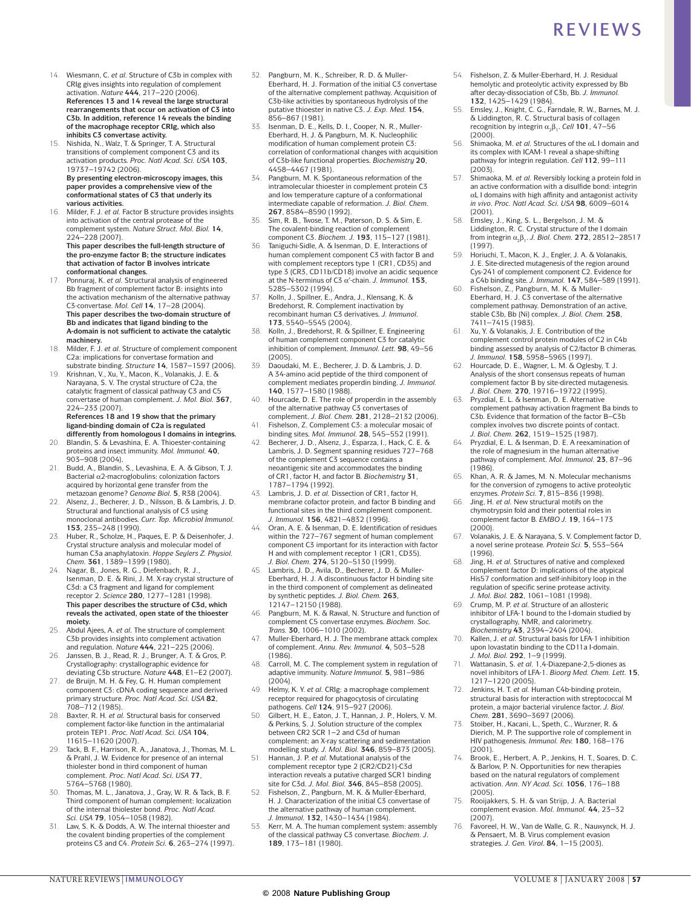14. Wiesmann, C. *et al.* Structure of C3b in complex with CRIg gives insights into regulation of complement activation. *Nature* **444**, 217–220 (2006).
**References 13 and 14 reveal the large structural rearrangements that occur on activation of C3 into C3b. In addition, reference 14 reveals the binding of the macrophage receptor CRIg, which also inhibits C3 convertase activity.**
15. Nishida, N., Walz, T. & Springer, T. A. Structural transitions of complement component C3 and its activation products. *Proc. Natl Acad. Sci. USA* **103**, 19737–19742 (2006).
**By presenting electron-microscopy images, this paper provides a comprehensive view of the conformational states of C3 that underly its various activities.**
16. Milder, F. J. *et al.* Factor B structure provides insights into activation of the central protease of the complement system. *Nature Struct. Mol. Biol.* **14**, 224–228 (2007).
**This paper describes the full-length structure of the pro-enzyme factor B; the structure indicates that activation of factor B involves intricate conformational changes.**
17. Ponnuraj, K. *et al.* Structural analysis of engineered Bb fragment of complement factor B: insights into the activation mechanism of the alternative pathway C3-convertase. *Mol. Cell* **14**, 17–28 (2004).
**This paper describes the two-domain structure of Bb and indicates that ligand binding to the A-domain is not sufficient to activate the catalytic machinery.**
18. Milder, F. J. *et al.* Structure of complement component C2a: implications for convertase formation and substrate binding. *Structure* **14**, 1587–1597 (2006).
19. Krishnan, V., Xu, Y., Macon, K., Volanakis, J. E. & Narayana, S. V. The crystal structure of C2a, the catalytic fragment of classical pathway C3 and C5 convertase of human complement. *J. Mol. Biol.* **367**, 224–233 (2007).
**References 18 and 19 show that the primary ligand-binding domain of C2a is regulated differently from homologous I domains in integrins.**
20. Blandin, S. & Levashina, E. A. Thioester-containing proteins and insect immunity. *Mol. Immunol.* **40**, 903–908 (2004).
21. Budd, A., Blandin, S., Levashina, E. A. & Gibson, T. J. Bacterial α2-macroglobulins: colonization factors acquired by horizontal gene transfer from the metazoan genome? *Genome Biol.* **5**, R38 (2004).
22. Alsenz, J., Becherer, J. D., Nilsson, B. & Lambris, J. D. Structural and functional analysis of C3 using monoclonal antibodies. *Curr. Top. Microbiol Immunol.* **153**, 235–248 (1990).
23. Huber, R., Scholze, H., Paques, E. P. & Deisenhofer, J. Crystal structure analysis and molecular model of human C3a anaphylatoxin. *Hoppe Seylers Z. Physiol. Chem.* **361**, 1389–1399 (1980).
24. Nagar, B., Jones, R. G., Diefenbach, R. J., Isenman, D. E. & Rini, J. M. X-ray crystal structure of C3d: a C3 fragment and ligand for complement receptor 2. *Science* **280**, 1277–1281 (1998).
**This paper describes the structure of C3d, which reveals the activated, open state of the thioester moiety.**
25. Abdul Ajees, A. *et al.* The structure of complement C3b provides insights into complement activation and regulation. *Nature* **444**, 221–225 (2006).
26. Janssen, B. J., Read, R. J., Brunger, A. T. & Gros, P. Crystallography: crystallographic evidence for deviating C3b structure. *Nature* **448**, E1–E2 (2007).
27. de Bruijn, M. H. & Fey, G. H. Human complement component C3: cDNA coding sequence and derived primary structure. *Proc. Natl Acad. Sci. USA* **82**, 708–712 (1985).
28. Baxter, R. H. *et al.* Structural basis for conserved complement factor-like function in the antimalarial protein TEP1. *Proc. Natl Acad. Sci. USA* **104**, 11615–11620 (2007).
29. Tack, B. F., Harrison, R. A., Janatova, J., Thomas, M. L. & Prahl, J. W. Evidence for presence of an internal thiolester bond in third component of human complement. *Proc. Natl Acad. Sci. USA* **77**, 5764–5768 (1980).
30. Thomas, M. L., Janatova, J., Gray, W. R. & Tack, B. F. Third component of human complement: localization of the internal thiolester bond. *Proc. Natl Acad. Sci. USA* **79**, 1054–1058 (1982).
31. Law, S. K. & Dodds, A. W. The internal thioester and the covalent binding properties of the complement proteins C3 and C4. *Protein Sci.* **6**, 263–274 (1997).
32. Pangburn, M. K., Schreiber, R. D. & Muller-Eberhard, H. J. Formation of the initial C3 convertase of the alternative complement pathway. Acquisition of C3b-like activities by spontaneous hydrolysis of the putative thioester in native C3. *J. Exp. Med.* **154**, 856–867 (1981).
33. Isenman, D. E., Kells, D. I., Cooper, N. R., Muller-Eberhard, H. J. & Pangburn, M. K. Nucleophilic modification of human complement protein C3: correlation of conformational changes with acquisition of C3b-like functional properties. *Biochemistry* **20**, 4458–4467 (1981).
34. Pangburn, M. K. Spontaneous reformation of the intramolecular thioester in complement protein C3 and low temperature capture of a conformational intermediate capable of reformation. *J. Biol. Chem.* **267**, 8584–8590 (1992).
35. Sim, R. B., Twose, T. M., Paterson, D. S. & Sim, E. The covalent-binding reaction of complement component C3. *Biochem. J.* **193**, 115–127 (1981).
36. Taniguchi-Sidle, A. & Isenman, D. E. Interactions of human complement component C3 with factor B and with complement receptors type 1 (CR1, CD35) and type 3 (CR3, CD11b/CD18) involve an acidic sequence at the N-terminus of C3 α′-chain. *J. Immunol.* **153**, 5285–5302 (1994).
37. Kolln, J., Spillner, E., Andra, J., Klensang, K. & Bredehorst, R. Complement inactivation by recombinant human C3 derivatives. *J. Immunol.* **173**, 5540–5545 (2004).
38. Kolln, J., Bredehorst, R. & Spillner, E. Engineering of human complement component C3 for catalytic inhibition of complement. *Immunol. Lett.* **98**, 49–56 (2005).
39. Daoudaki, M. E., Becherer, J. D. & Lambris, J. D. A 34-amino acid peptide of the third component of complement mediates properdin binding. *J. Immunol.* **140**, 1577–1580 (1988).
40. Hourcade, D. E. The role of properdin in the assembly of the alternative pathway C3 convertases of complement. *J. Biol. Chem.* **281**, 2128–2132 (2006).
41. Fishelson, Z. Complement C3: a molecular mosaic of binding sites. *Mol. Immunol.* **28**, 545–552 (1991).
42. Becherer, J. D., Alsenz, J., Esparza, I., Hack, C. E. & Lambris, J. D. Segment spanning residues 727–768 of the complement C3 sequence contains a neoantigenic site and accommodates the binding of CR1, factor H, and factor B. *Biochemistry* **31**, 1787–1794 (1992).
43. Lambris, J. D. *et al.* Dissection of CR1, factor H, membrane cofactor protein, and factor B binding and functional sites in the third complement component. *J. Immunol.* **156**, 4821–4832 (1996).
44. Oran, A. E. & Isenman, D. E. Identification of residues within the 727–767 segment of human complement component C3 important for its interaction with factor H and with complement receptor 1 (CR1, CD35). *J. Biol. Chem.* **274**, 5120–5130 (1999).
45. Lambris, J. D., Avila, D., Becherer, J. D. & Muller-Eberhard, H. J. A discontinuous factor H binding site in the third component of complement as delineated by synthetic peptides. *J. Biol. Chem.* **263**, 12147–12150 (1988).
46. Pangburn, M. K. & Rawal, N. Structure and function of complement C5 convertase enzymes. *Biochem. Soc. Trans.* **30**, 1006–1010 (2002).
47. Muller-Eberhard, H. J. The membrane attack complex of complement. *Annu. Rev. Immunol.* **4**, 503–528 (1986).
48. Carroll, M. C. The complement system in regulation of adaptive immunity. *Nature Immunol.* **5**, 981–986 (2004).
49. Helmy, K. Y. *et al.* CRIg: a macrophage complement receptor required for phagocytosis of circulating pathogens. *Cell* **124**, 915–927 (2006).
50. Gilbert, H. E., Eaton, J. T., Hannan, J. P., Holers, V. M. & Perkins, S. J. Solution structure of the complex between CR2 SCR 1–2 and C3d of human complement: an X-ray scattering and sedimentation modelling study. *J. Mol. Biol.* **346**, 859–873 (2005).
51. Hannan, J. P. *et al.* Mutational analysis of the complement receptor type 2 (CR2/CD21)-C3d interaction reveals a putative charged SCR1 binding site for C3d. *J. Mol. Biol.* **346**, 845–858 (2005).
52. Fishelson, Z., Pangburn, M. K. & Muller-Eberhard, H. J. Characterization of the initial C3 convertase of the alternative pathway of human complement. *J. Immunol.* **132**, 1430–1434 (1984).
53. Kerr, M. A. The human complement system: assembly of the classical pathway C3 convertase. *Biochem. J.* **189**, 173–181 (1980).
54. Fishelson, Z. & Muller-Eberhard, H. J. Residual hemolytic and proteolytic activity expressed by Bb after decay-dissociation of C3b, Bb. *J. Immunol.* **132**, 1425–1429 (1984).
55. Emsley, J., Knight, C. G., Farndale, R. W., Barnes, M. J. & Liddington, R. C. Structural basis of collagen recognition by integrin $\alpha_2\beta_1$. *Cell* **101**, 47–56 (2000).
56. Shimaoka, M. *et al.* Structures of the αL I domain and its complex with ICAM-1 reveal a shape-shifting pathway for integrin regulation. *Cell* **112**, 99–111 (2003).
57. Shimaoka, M. *et al.* Reversibly locking a protein fold in an active conformation with a disulfide bond: integrin αL I domains with high affinity and antagonist activity *in vivo*. *Proc. Natl Acad. Sci. USA* **98**, 6009–6014 (2001).
58. Emsley, J., King, S. L., Bergelson, J. M. & Liddington, R. C. Crystal structure of the I domain from integrin $\alpha_2\beta_1$. *J. Biol. Chem.* **272**, 28512–28517 (1997).
59. Horiuchi, T., Macon, K. J., Engler, J. A. & Volanakis, J. E. Site-directed mutagenesis of the region around Cys-241 of complement component C2. Evidence for a C4b binding site. *J. Immunol.* **147**, 584–589 (1991).
60. Fishelson, Z., Pangburn, M. K. & Muller-Eberhard, H. J. C3 convertase of the alternative complement pathway. Demonstration of an active, stable C3b, Bb (Ni) complex. *J. Biol. Chem.* **258**, 7411–7415 (1983).
61. Xu, Y. & Volanakis, J. E. Contribution of the complement control protein modules of C2 in C4b binding assessed by analysis of C2/factor B chimeras. *J. Immunol.* **158**, 5958–5965 (1997).
62. Hourcade, D. E., Wagner, L. M. & Oglesby, T. J. Analysis of the short consensus repeats of human complement factor B by site-directed mutagenesis. *J. Biol. Chem.* **270**, 19716–19722 (1995).
63. Pryzdial, E. L. & Isenman, D. E. Alternative complement pathway activation fragment Ba binds to C3b. Evidence that formation of the factor B–C3b complex involves two discrete points of contact. *J. Biol. Chem.* **262**, 1519–1525 (1987).
64. Pryzdial, E. L. & Isenman, D. E. A reexamination of the role of magnesium in the human alternative pathway of complement. *Mol. Immunol.* **23**, 87–96 (1986).
65. Khan, A. R. & James, M. N. Molecular mechanisms for the conversion of zymogens to active proteolytic enzymes. *Protein Sci.* **7**, 815–836 (1998).
66. Jing, H. *et al.* New structural motifs on the chymotrypsin fold and their potential roles in complement factor B. *EMBO J.* **19**, 164–173 (2000).
67. Volanakis, J. E. & Narayana, S. V. Complement factor D, a novel serine protease. *Protein Sci.* **5**, 553–564 (1996).
68. Jing, H. *et al.* Structures of native and complexed complement factor D: implications of the atypical His57 conformation and self-inhibitory loop in the regulation of specific serine protease activity. *J. Mol. Biol.* **282**, 1061–1081 (1998).
69. Crump, M. P. *et al.* Structure of an allosteric inhibitor of LFA-1 bound to the I-domain studied by crystallography, NMR, and calorimetry. *Biochemistry* **43**, 2394–2404 (2004).
70. Kallen, J. *et al.* Structural basis for LFA-1 inhibition upon lovastatin binding to the CD11a I-domain. *J. Mol. Biol.* **292**, 1–9 (1999).
71. Wattanasin, S. *et al.* 1,4-Diazepane-2,5-diones as novel inhibitors of LFA-1. *Bioorg Med. Chem. Lett.* **15**, 1217–1220 (2005).
72. Jenkins, H. T. *et al.* Human C4b-binding protein, structural basis for interaction with streptococcal M protein, a major bacterial virulence factor. *J. Biol. Chem.* **281**, 3690–3697 (2006).
73. Stoiber, H., Kacani, L., Speth, C., Wurzner, R. & Dierich, M. P. The supportive role of complement in HIV pathogenesis. *Immunol. Rev.* **180**, 168–176 (2001).
74. Brook, E., Herbert, A. P., Jenkins, H. T., Soares, D. C. & Barlow, P. N. Opportunities for new therapies based on the natural regulators of complement activation. *Ann. NY Acad. Sci.* **1056**, 176–188 (2005).
75. Rooijakkers, S. H. & van Strijp, J. A. Bacterial complement evasion. *Mol. Immunol.* **44**, 23–32 (2007).
76. Favoreel, H. W., Van de Walle, G. R., Nauwynck, H. J. & Pensaert, M. B. Virus complement evasion strategies. *J. Gen. Virol.* **84**, 1–15 (2003).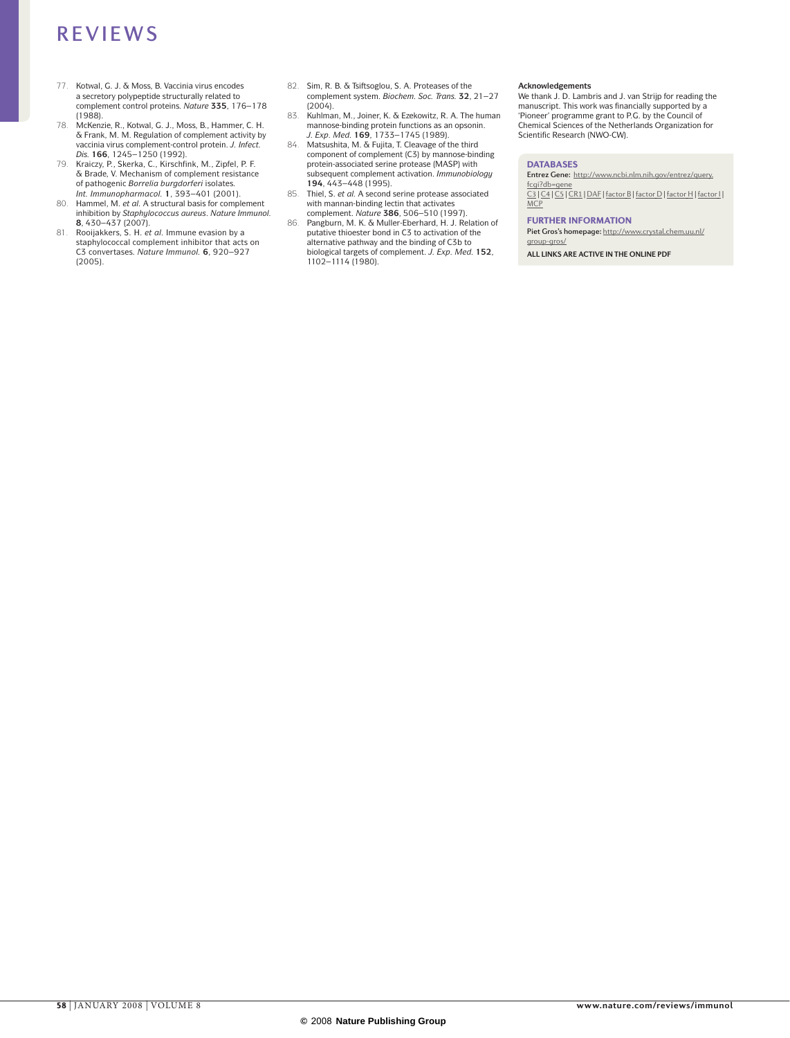77. Kotwal, G. J. & Moss, B. Vaccinia virus encodes a secretory polypeptide structurally related to complement control proteins. *Nature* **335**, 176–178 (1988).
78. McKenzie, R., Kotwal, G. J., Moss, B., Hammer, C. H. & Frank, M. M. Regulation of complement activity by vaccinia virus complement-control protein. *J. Infect. Dis.* **166**, 1245–1250 (1992).
79. Kraiczy, P., Skerka, C., Kirschfink, M., Zipfel, P. F. & Brade, V. Mechanism of complement resistance of pathogenic *Borrelia burgdorferi* isolates. *Int. Immunopharmacol.* **1**, 393–401 (2001).
80. Hammel, M. *et al.* A structural basis for complement inhibition by *Staphylococcus aureus*. *Nature Immunol.* **8**, 430–437 (2007).
81. Rooijakkers, S. H. *et al.* Immune evasion by a staphylococcal complement inhibitor that acts on C3 convertases. *Nature Immunol.* **6**, 920–927 (2005).
82. Sim, R. B. & Tsiftsoglou, S. A. Proteases of the complement system. *Biochem. Soc. Trans.* **32**, 21–27 (2004).
83. Kuhlman, M., Joiner, K. & Ezekowitz, R. A. The human mannose-binding protein functions as an opsonin. *J. Exp. Med.* **169**, 1733–1745 (1989).
84. Matsushita, M. & Fujita, T. Cleavage of the third component of complement (C3) by mannose-binding protein-associated serine protease (MASP) with subsequent complement activation. *Immunobiology* **194**, 443–448 (1995).
85. Thiel, S. *et al.* A second serine protease associated with mannan-binding lectin that activates complement. *Nature* **386**, 506–510 (1997).
86. Pangburn, M. K. & Muller-Eberhard, H. J. Relation of putative thioester bond in C3 to activation of the alternative pathway and the binding of C3b to biological targets of complement. *J. Exp. Med.* **152**, 1102–1114 (1980).

**Acknowledgements**

We thank J. D. Lambris and J. van Strijp for reading the manuscript. This work was financially supported by a 'Pioneer' programme grant to P.G. by the Council of Chemical Sciences of the Netherlands Organization for Scientific Research (NWO-CW).

**DATABASES**

**Entrez Gene:** http://www.ncbi.nlm.nih.gov/entrez/query.fcgi?db=gene

C3 | C4 | C5 | CR1 | DAF | factor B | factor D | factor H | factor I | MCP

**FURTHER INFORMATION**

**Piet Gros's homepage:** http://www.crystal.chem.uu.nl/group-gros/

**ALL LINKS ARE ACTIVE IN THE ONLINE PDF**